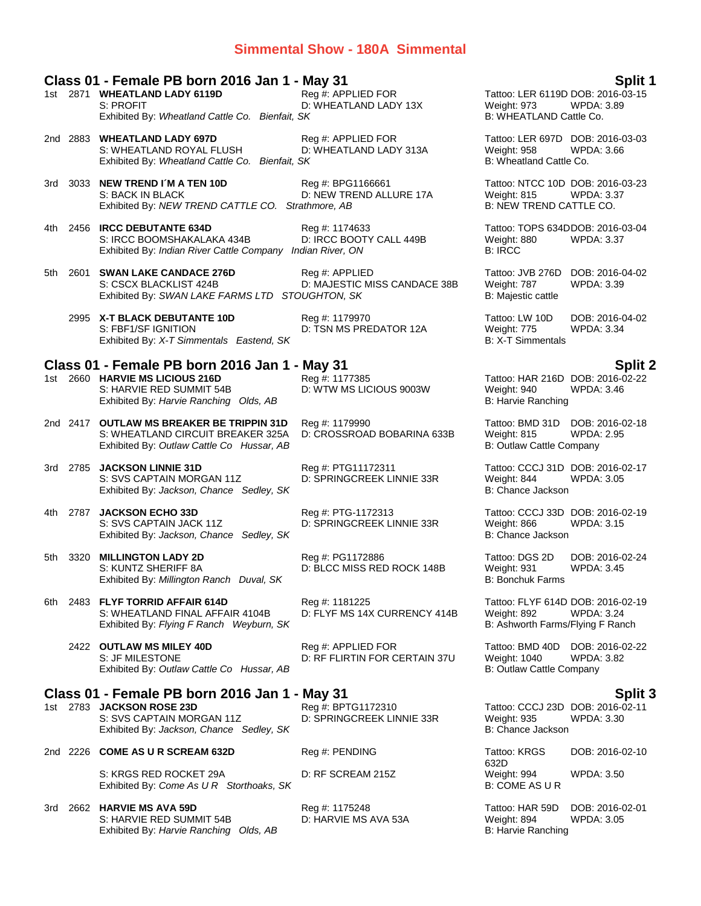# Simmental Show - 180A Simmental

## Class 01 - Female PB born 2016 Jan 1 - May 31 — Split 1

1st 2871 **WHEATLAND LADY 6119D** Reg #: APPLIED FOR Tattoo: LER 6119D DOB: 2016-03-15
S: PROFIT D: WHEATLAND LADY 13X Weight: 973 WPDA: 3.89
Exhibited By: *Wheatland Cattle Co. Bienfait, SK* B: WHEATLAND Cattle Co.

2nd 2883 **WHEATLAND LADY 697D** Reg #: APPLIED FOR Tattoo: LER 697D DOB: 2016-03-03
S: WHEATLAND ROYAL FLUSH D: WHEATLAND LADY 313A Weight: 958 WPDA: 3.66
Exhibited By: *Wheatland Cattle Co. Bienfait, SK* B: Wheatland Cattle Co.

3rd 3033 **NEW TREND I´M A TEN 10D** Reg #: BPG1166661 Tattoo: NTCC 10D DOB: 2016-03-23
S: BACK IN BLACK D: NEW TREND ALLURE 17A Weight: 815 WPDA: 3.37
Exhibited By: *NEW TREND CATTLE CO. Strathmore, AB* B: NEW TREND CATTLE CO.

4th 2456 **IRCC DEBUTANTE 634D** Reg #: 1174633 Tattoo: TOPS 634D DOB: 2016-03-04
S: IRCC BOOMSHAKALAKA 434B D: IRCC BOOTY CALL 449B Weight: 880 WPDA: 3.37
Exhibited By: *Indian River Cattle Company Indian River, ON* B: IRCC

5th 2601 **SWAN LAKE CANDACE 276D** Reg #: APPLIED Tattoo: JVB 276D DOB: 2016-04-02
S: CSCX BLACKLIST 424B D: MAJESTIC MISS CANDACE 38B Weight: 787 WPDA: 3.39
Exhibited By: *SWAN LAKE FARMS LTD STOUGHTON, SK* B: Majestic cattle

2995 **X-T BLACK DEBUTANTE 10D** Reg #: 1179970 Tattoo: LW 10D DOB: 2016-04-02
S: FBF1/SF IGNITION D: TSN MS PREDATOR 12A Weight: 775 WPDA: 3.34
Exhibited By: *X-T Simmentals Eastend, SK* B: X-T Simmentals

## Class 01 - Female PB born 2016 Jan 1 - May 31 — Split 2

1st 2660 **HARVIE MS LICIOUS 216D** Reg #: 1177385 Tattoo: HAR 216D DOB: 2016-02-22
S: HARVIE RED SUMMIT 54B D: WTW MS LICIOUS 9003W Weight: 940 WPDA: 3.46
Exhibited By: *Harvie Ranching Olds, AB* B: Harvie Ranching

2nd 2417 **OUTLAW MS BREAKER BE TRIPPIN 31D** Reg #: 1179990 Tattoo: BMD 31D DOB: 2016-02-18
S: WHEATLAND CIRCUIT BREAKER 325A D: CROSSROAD BOBARINA 633B Weight: 815 WPDA: 2.95
Exhibited By: *Outlaw Cattle Co Hussar, AB* B: Outlaw Cattle Company

3rd 2785 **JACKSON LINNIE 31D** Reg #: PTG11172311 Tattoo: CCCJ 31D DOB: 2016-02-17
S: SVS CAPTAIN MORGAN 11Z D: SPRINGCREEK LINNIE 33R Weight: 844 WPDA: 3.05
Exhibited By: *Jackson, Chance Sedley, SK* B: Chance Jackson

4th 2787 **JACKSON ECHO 33D** Reg #: PTG-1172313 Tattoo: CCCJ 33D DOB: 2016-02-19
S: SVS CAPTAIN JACK 11Z D: SPRINGCREEK LINNIE 33R Weight: 866 WPDA: 3.15
Exhibited By: *Jackson, Chance Sedley, SK* B: Chance Jackson

5th 3320 **MILLINGTON LADY 2D** Reg #: PG1172886 Tattoo: DGS 2D DOB: 2016-02-24
S: KUNTZ SHERIFF 8A D: BLCC MISS RED ROCK 148B Weight: 931 WPDA: 3.45
Exhibited By: *Millington Ranch Duval, SK* B: Bonchuk Farms

6th 2483 **FLYF TORRID AFFAIR 614D** Reg #: 1181225 Tattoo: FLYF 614D DOB: 2016-02-19
S: WHEATLAND FINAL AFFAIR 4104B D: FLYF MS 14X CURRENCY 414B Weight: 892 WPDA: 3.24
Exhibited By: *Flying F Ranch Weyburn, SK* B: Ashworth Farms/Flying F Ranch

2422 **OUTLAW MS MILEY 40D** Reg #: APPLIED FOR Tattoo: BMD 40D DOB: 2016-02-22
S: JF MILESTONE D: RF FLIRTIN FOR CERTAIN 37U Weight: 1040 WPDA: 3.82
Exhibited By: *Outlaw Cattle Co Hussar, AB* B: Outlaw Cattle Company

## Class 01 - Female PB born 2016 Jan 1 - May 31 — Split 3

1st 2783 **JACKSON ROSE 23D** Reg #: BPTG1172310 Tattoo: CCCJ 23D DOB: 2016-02-11
S: SVS CAPTAIN MORGAN 11Z D: SPRINGCREEK LINNIE 33R Weight: 935 WPDA: 3.30
Exhibited By: *Jackson, Chance Sedley, SK* B: Chance Jackson

2nd 2226 **COME AS U R SCREAM 632D** Reg #: PENDING Tattoo: KRGS 632D DOB: 2016-02-10
S: KRGS RED ROCKET 29A D: RF SCREAM 215Z Weight: 994 WPDA: 3.50
Exhibited By: *Come As U R Storthoaks, SK* B: COME AS U R

3rd 2662 **HARVIE MS AVA 59D** Reg #: 1175248 Tattoo: HAR 59D DOB: 2016-02-01
S: HARVIE RED SUMMIT 54B D: HARVIE MS AVA 53A Weight: 894 WPDA: 3.05
Exhibited By: *Harvie Ranching Olds, AB* B: Harvie Ranching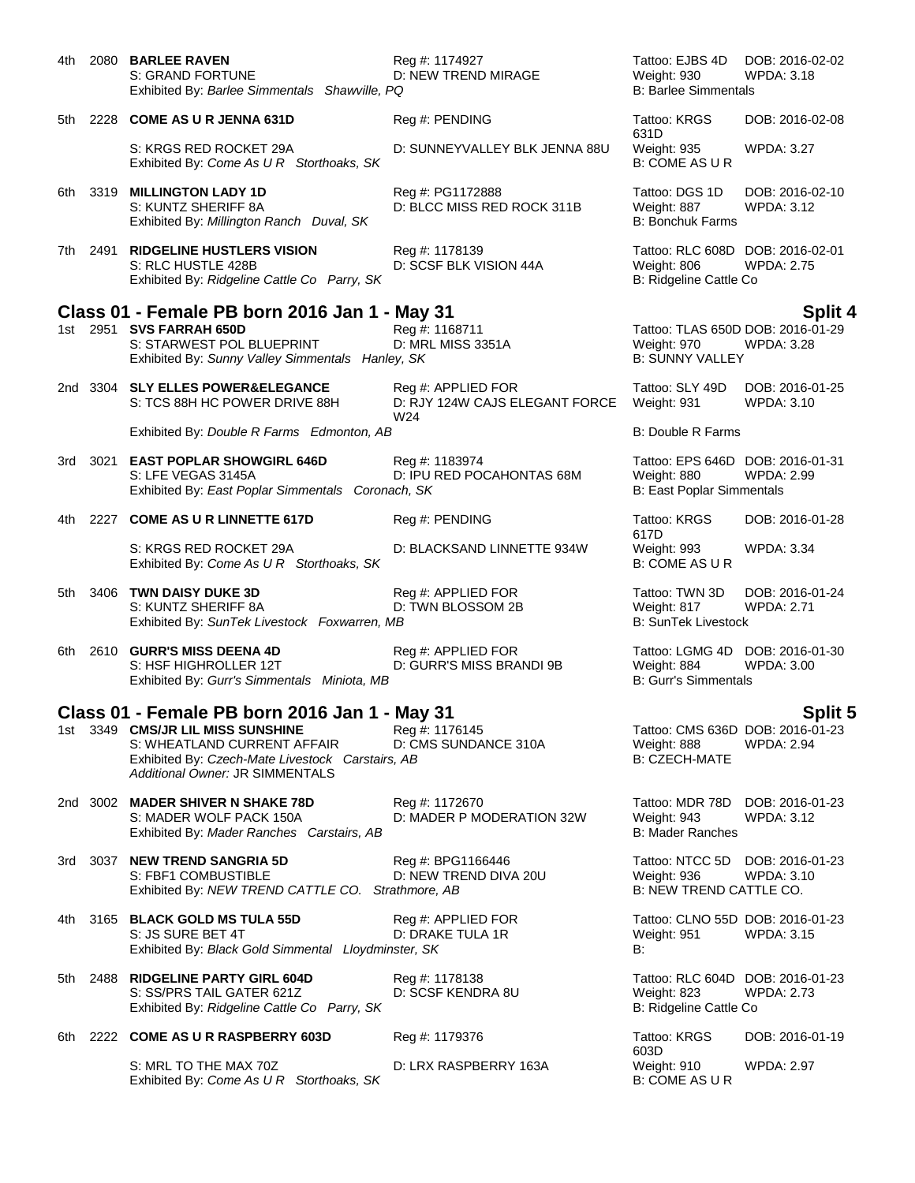4th 2080 **BARLEE RAVEN** Reg #: 1174927 Tattoo: EJBS 4D DOB: 2016-02-02
S: GRAND FORTUNE D: NEW TREND MIRAGE Weight: 930 WPDA: 3.18
Exhibited By: *Barlee Simmentals Shawville, PQ* B: Barlee Simmentals

5th 2228 **COME AS U R JENNA 631D** Reg #: PENDING Tattoo: KRGS 631D DOB: 2016-02-08
S: KRGS RED ROCKET 29A D: SUNNEYVALLEY BLK JENNA 88U Weight: 935 WPDA: 3.27
Exhibited By: *Come As U R Storthoaks, SK* B: COME AS U R

6th 3319 **MILLINGTON LADY 1D** Reg #: PG1172888 Tattoo: DGS 1D DOB: 2016-02-10
S: KUNTZ SHERIFF 8A D: BLCC MISS RED ROCK 311B Weight: 887 WPDA: 3.12
Exhibited By: *Millington Ranch Duval, SK* B: Bonchuk Farms

7th 2491 **RIDGELINE HUSTLERS VISION** Reg #: 1178139 Tattoo: RLC 608D DOB: 2016-02-01
S: RLC HUSTLE 428B D: SCSF BLK VISION 44A Weight: 806 WPDA: 2.75
Exhibited By: *Ridgeline Cattle Co Parry, SK* B: Ridgeline Cattle Co

## Class 01 - Female PB born 2016 Jan 1 - May 31 — Split 4

1st 2951 **SVS FARRAH 650D** Reg #: 1168711 Tattoo: TLAS 650D DOB: 2016-01-29
S: STARWEST POL BLUEPRINT D: MRL MISS 3351A Weight: 970 WPDA: 3.28
Exhibited By: *Sunny Valley Simmentals Hanley, SK* B: SUNNY VALLEY

2nd 3304 **SLY ELLES POWER&ELEGANCE** Reg #: APPLIED FOR Tattoo: SLY 49D DOB: 2016-01-25
S: TCS 88H HC POWER DRIVE 88H D: RJY 124W CAJS ELEGANT FORCE W24 Weight: 931 WPDA: 3.10
Exhibited By: *Double R Farms Edmonton, AB* B: Double R Farms

3rd 3021 **EAST POPLAR SHOWGIRL 646D** Reg #: 1183974 Tattoo: EPS 646D DOB: 2016-01-31
S: LFE VEGAS 3145A D: IPU RED POCAHONTAS 68M Weight: 880 WPDA: 2.99
Exhibited By: *East Poplar Simmentals Coronach, SK* B: East Poplar Simmentals

4th 2227 **COME AS U R LINNETTE 617D** Reg #: PENDING Tattoo: KRGS 617D DOB: 2016-01-28
S: KRGS RED ROCKET 29A D: BLACKSAND LINNETTE 934W Weight: 993 WPDA: 3.34
Exhibited By: *Come As U R Storthoaks, SK* B: COME AS U R

5th 3406 **TWN DAISY DUKE 3D** Reg #: APPLIED FOR Tattoo: TWN 3D DOB: 2016-01-24
S: KUNTZ SHERIFF 8A D: TWN BLOSSOM 2B Weight: 817 WPDA: 2.71
Exhibited By: *SunTek Livestock Foxwarren, MB* B: SunTek Livestock

6th 2610 **GURR'S MISS DEENA 4D** Reg #: APPLIED FOR Tattoo: LGMG 4D DOB: 2016-01-30
S: HSF HIGHROLLER 12T D: GURR'S MISS BRANDI 9B Weight: 884 WPDA: 3.00
Exhibited By: *Gurr's Simmentals Miniota, MB* B: Gurr's Simmentals

## Class 01 - Female PB born 2016 Jan 1 - May 31 — Split 5

1st 3349 **CMS/JR LIL MISS SUNSHINE** Reg #: 1176145 Tattoo: CMS 636D DOB: 2016-01-23
S: WHEATLAND CURRENT AFFAIR D: CMS SUNDANCE 310A Weight: 888 WPDA: 2.94
Exhibited By: *Czech-Mate Livestock Carstairs, AB* B: CZECH-MATE
*Additional Owner:* JR SIMMENTALS

2nd 3002 **MADER SHIVER N SHAKE 78D** Reg #: 1172670 Tattoo: MDR 78D DOB: 2016-01-23
S: MADER WOLF PACK 150A D: MADER P MODERATION 32W Weight: 943 WPDA: 3.12
Exhibited By: *Mader Ranches Carstairs, AB* B: Mader Ranches

3rd 3037 **NEW TREND SANGRIA 5D** Reg #: BPG1166446 Tattoo: NTCC 5D DOB: 2016-01-23
S: FBF1 COMBUSTIBLE D: NEW TREND DIVA 20U Weight: 936 WPDA: 3.10
Exhibited By: *NEW TREND CATTLE CO. Strathmore, AB* B: NEW TREND CATTLE CO.

4th 3165 **BLACK GOLD MS TULA 55D** Reg #: APPLIED FOR Tattoo: CLNO 55D DOB: 2016-01-23
S: JS SURE BET 4T D: DRAKE TULA 1R Weight: 951 WPDA: 3.15
Exhibited By: *Black Gold Simmental Lloydminster, SK* B:

5th 2488 **RIDGELINE PARTY GIRL 604D** Reg #: 1178138 Tattoo: RLC 604D DOB: 2016-01-23
S: SS/PRS TAIL GATER 621Z D: SCSF KENDRA 8U Weight: 823 WPDA: 2.73
Exhibited By: *Ridgeline Cattle Co Parry, SK* B: Ridgeline Cattle Co

6th 2222 **COME AS U R RASPBERRY 603D** Reg #: 1179376 Tattoo: KRGS 603D DOB: 2016-01-19
S: MRL TO THE MAX 70Z D: LRX RASPBERRY 163A Weight: 910 WPDA: 2.97
Exhibited By: *Come As U R Storthoaks, SK* B: COME AS U R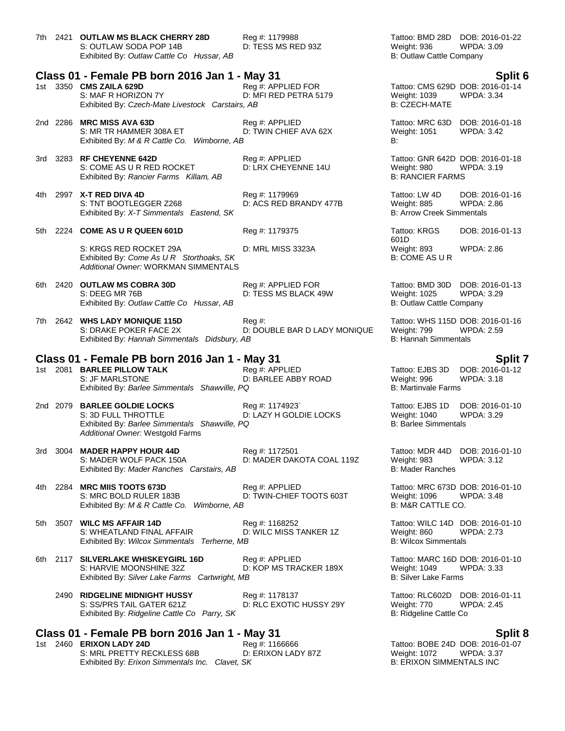7th 2421 **OUTLAW MS BLACK CHERRY 28D** Reg #: 1179988 Tattoo: BMD 28D DOB: 2016-01-22
S: OUTLAW SODA POP 14B D: TESS MS RED 93Z Weight: 936 WPDA: 3.09
Exhibited By: *Outlaw Cattle Co Hussar, AB* B: Outlaw Cattle Company

## Class 01 - Female PB born 2016 Jan 1 - May 31 — Split 6

1st 3350 **CMS ZAILA 629D** Reg #: APPLIED FOR Tattoo: CMS 629D DOB: 2016-01-14
S: MAF R HORIZON 7Y D: MFI RED PETRA 5179 Weight: 1039 WPDA: 3.34
Exhibited By: *Czech-Mate Livestock Carstairs, AB* B: CZECH-MATE

2nd 2286 **MRC MISS AVA 63D** Reg #: APPLIED Tattoo: MRC 63D DOB: 2016-01-18
S: MR TR HAMMER 308A ET D: TWIN CHIEF AVA 62X Weight: 1051 WPDA: 3.42
Exhibited By: *M & R Cattle Co. Wimborne, AB* B:

3rd 3283 **RF CHEYENNE 642D** Reg #: APPLIED Tattoo: GNR 642D DOB: 2016-01-18
S: COME AS U R RED ROCKET D: LRX CHEYENNE 14U Weight: 980 WPDA: 3.19
Exhibited By: *Rancier Farms Killam, AB* B: RANCIER FARMS

4th 2997 **X-T RED DIVA 4D** Reg #: 1179969 Tattoo: LW 4D DOB: 2016-01-16
S: TNT BOOTLEGGER Z268 D: ACS RED BRANDY 477B Weight: 885 WPDA: 2.86
Exhibited By: *X-T Simmentals Eastend, SK* B: Arrow Creek Simmentals

5th 2224 **COME AS U R QUEEN 601D** Reg #: 1179375 Tattoo: KRGS 601D DOB: 2016-01-13
S: KRGS RED ROCKET 29A D: MRL MISS 3323A Weight: 893 WPDA: 2.86
Exhibited By: *Come As U R Storthoaks, SK* B: COME AS U R
*Additional Owner:* WORKMAN SIMMENTALS

6th 2420 **OUTLAW MS COBRA 30D** Reg #: APPLIED FOR Tattoo: BMD 30D DOB: 2016-01-13
S: DEEG MR 76B D: TESS MS BLACK 49W Weight: 1025 WPDA: 3.29
Exhibited By: *Outlaw Cattle Co Hussar, AB* B: Outlaw Cattle Company

7th 2642 **WHS LADY MONIQUE 115D** Reg #: Tattoo: WHS 115D DOB: 2016-01-16
S: DRAKE POKER FACE 2X D: DOUBLE BAR D LADY MONIQUE Weight: 799 WPDA: 2.59
Exhibited By: *Hannah Simmentals Didsbury, AB* B: Hannah Simmentals

## Class 01 - Female PB born 2016 Jan 1 - May 31 — Split 7

1st 2081 **BARLEE PILLOW TALK** Reg #: APPLIED Tattoo: EJBS 3D DOB: 2016-01-12
S: JF MARLSTONE D: BARLEE ABBY ROAD Weight: 996 WPDA: 3.18
Exhibited By: *Barlee Simmentals Shawville, PQ* B: Martinvale Farms

2nd 2079 **BARLEE GOLDIE LOCKS** Reg #: 1174923` Tattoo: EJBS 1D DOB: 2016-01-10
S: 3D FULL THROTTLE D: LAZY H GOLDIE LOCKS Weight: 1040 WPDA: 3.29
Exhibited By: *Barlee Simmentals Shawville, PQ* B: Barlee Simmentals
*Additional Owner:* Westgold Farms

3rd 3004 **MADER HAPPY HOUR 44D** Reg #: 1172501 Tattoo: MDR 44D DOB: 2016-01-10
S: MADER WOLF PACK 150A D: MADER DAKOTA COAL 119Z Weight: 983 WPDA: 3.12
Exhibited By: *Mader Ranches Carstairs, AB* B: Mader Ranches

4th 2284 **MRC MIIS TOOTS 673D** Reg #: APPLIED Tattoo: MRC 673D DOB: 2016-01-10
S: MRC BOLD RULER 183B D: TWIN-CHIEF TOOTS 603T Weight: 1096 WPDA: 3.48
Exhibited By: *M & R Cattle Co. Wimborne, AB* B: M&R CATTLE CO.

5th 3507 **WILC MS AFFAIR 14D** Reg #: 1168252 Tattoo: WILC 14D DOB: 2016-01-10
S: WHEATLAND FINAL AFFAIR D: WILC MISS TANKER 1Z Weight: 860 WPDA: 2.73
Exhibited By: *Wilcox Simmentals Terherne, MB* B: Wilcox Simmentals

6th 2117 **SILVERLAKE WHISKEYGIRL 16D** Reg #: APPLIED Tattoo: MARC 16D DOB: 2016-01-10
S: HARVIE MOONSHINE 32Z D: KOP MS TRACKER 189X Weight: 1049 WPDA: 3.33
Exhibited By: *Silver Lake Farms Cartwright, MB* B: Silver Lake Farms

2490 **RIDGELINE MIDNIGHT HUSSY** Reg #: 1178137 Tattoo: RLC602D DOB: 2016-01-11
S: SS/PRS TAIL GATER 621Z D: RLC EXOTIC HUSSY 29Y Weight: 770 WPDA: 2.45
Exhibited By: *Ridgeline Cattle Co Parry, SK* B: Ridgeline Cattle Co

## Class 01 - Female PB born 2016 Jan 1 - May 31 — Split 8

1st 2460 **ERIXON LADY 24D** Reg #: 1166666 Tattoo: BOBE 24D DOB: 2016-01-07
S: MRL PRETTY RECKLESS 68B D: ERIXON LADY 87Z Weight: 1072 WPDA: 3.37
Exhibited By: *Erixon Simmentals Inc. Clavet, SK* B: ERIXON SIMMENTALS INC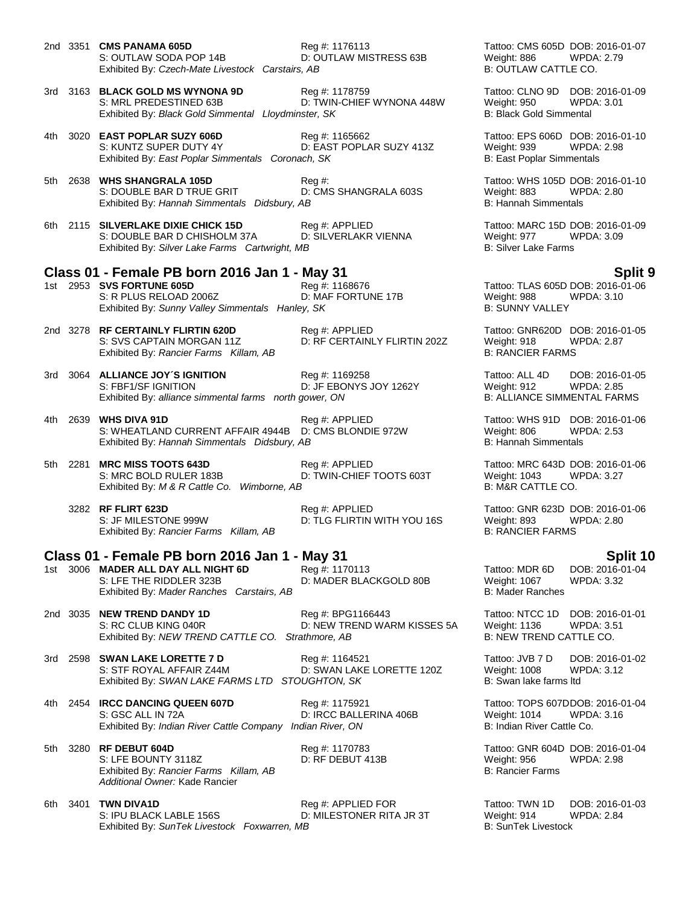2nd 3351 **CMS PANAMA 605D** Reg #: 1176113 Tattoo: CMS 605D DOB: 2016-01-07
S: OUTLAW SODA POP 14B D: OUTLAW MISTRESS 63B Weight: 886 WPDA: 2.79
Exhibited By: *Czech-Mate Livestock Carstairs, AB* B: OUTLAW CATTLE CO.

3rd 3163 **BLACK GOLD MS WYNONA 9D** Reg #: 1178759 Tattoo: CLNO 9D DOB: 2016-01-09
S: MRL PREDESTINED 63B D: TWIN-CHIEF WYNONA 448W Weight: 950 WPDA: 3.01
Exhibited By: *Black Gold Simmental Lloydminster, SK* B: Black Gold Simmental

4th 3020 **EAST POPLAR SUZY 606D** Reg #: 1165662 Tattoo: EPS 606D DOB: 2016-01-10
S: KUNTZ SUPER DUTY 4Y D: EAST POPLAR SUZY 413Z Weight: 939 WPDA: 2.98
Exhibited By: *East Poplar Simmentals Coronach, SK* B: East Poplar Simmentals

5th 2638 **WHS SHANGRALA 105D** Reg #: Tattoo: WHS 105D DOB: 2016-01-10
S: DOUBLE BAR D TRUE GRIT D: CMS SHANGRALA 603S Weight: 883 WPDA: 2.80
Exhibited By: *Hannah Simmentals Didsbury, AB* B: Hannah Simmentals

6th 2115 **SILVERLAKE DIXIE CHICK 15D** Reg #: APPLIED Tattoo: MARC 15D DOB: 2016-01-09
S: DOUBLE BAR D CHISHOLM 37A D: SILVERLAKR VIENNA Weight: 977 WPDA: 3.09
Exhibited By: *Silver Lake Farms Cartwright, MB* B: Silver Lake Farms

## Class 01 - Female PB born 2016 Jan 1 - May 31 — Split 9

1st 2953 **SVS FORTUNE 605D** Reg #: 1168676 Tattoo: TLAS 605D DOB: 2016-01-06
S: R PLUS RELOAD 2006Z D: MAF FORTUNE 17B Weight: 988 WPDA: 3.10
Exhibited By: *Sunny Valley Simmentals Hanley, SK* B: SUNNY VALLEY

2nd 3278 **RF CERTAINLY FLIRTIN 620D** Reg #: APPLIED Tattoo: GNR620D DOB: 2016-01-05
S: SVS CAPTAIN MORGAN 11Z D: RF CERTAINLY FLIRTIN 202Z Weight: 918 WPDA: 2.87
Exhibited By: *Rancier Farms Killam, AB* B: RANCIER FARMS

3rd 3064 **ALLIANCE JOY´S IGNITION** Reg #: 1169258 Tattoo: ALL 4D DOB: 2016-01-05
S: FBF1/SF IGNITION D: JF EBONYS JOY 1262Y Weight: 912 WPDA: 2.85
Exhibited By: *alliance simmental farms north gower, ON* B: ALLIANCE SIMMENTAL FARMS

4th 2639 **WHS DIVA 91D** Reg #: APPLIED Tattoo: WHS 91D DOB: 2016-01-06
S: WHEATLAND CURRENT AFFAIR 4944B D: CMS BLONDIE 972W Weight: 806 WPDA: 2.53
Exhibited By: *Hannah Simmentals Didsbury, AB* B: Hannah Simmentals

5th 2281 **MRC MISS TOOTS 643D** Reg #: APPLIED Tattoo: MRC 643D DOB: 2016-01-06
S: MRC BOLD RULER 183B D: TWIN-CHIEF TOOTS 603T Weight: 1043 WPDA: 3.27
Exhibited By: *M & R Cattle Co. Wimborne, AB* B: M&R CATTLE CO.

3282 **RF FLIRT 623D** Reg #: APPLIED Tattoo: GNR 623D DOB: 2016-01-06
S: JF MILESTONE 999W D: TLG FLIRTIN WITH YOU 16S Weight: 893 WPDA: 2.80
Exhibited By: *Rancier Farms Killam, AB* B: RANCIER FARMS

## Class 01 - Female PB born 2016 Jan 1 - May 31 — Split 10

1st 3006 **MADER ALL DAY ALL NIGHT 6D** Reg #: 1170113 Tattoo: MDR 6D DOB: 2016-01-04
S: LFE THE RIDDLER 323B D: MADER BLACKGOLD 80B Weight: 1067 WPDA: 3.32
Exhibited By: *Mader Ranches Carstairs, AB* B: Mader Ranches

2nd 3035 **NEW TREND DANDY 1D** Reg #: BPG1166443 Tattoo: NTCC 1D DOB: 2016-01-01
S: RC CLUB KING 040R D: NEW TREND WARM KISSES 5A Weight: 1136 WPDA: 3.51
Exhibited By: *NEW TREND CATTLE CO. Strathmore, AB* B: NEW TREND CATTLE CO.

3rd 2598 **SWAN LAKE LORETTE 7 D** Reg #: 1164521 Tattoo: JVB 7 D DOB: 2016-01-02
S: STF ROYAL AFFAIR Z44M D: SWAN LAKE LORETTE 120Z Weight: 1008 WPDA: 3.12
Exhibited By: *SWAN LAKE FARMS LTD STOUGHTON, SK* B: Swan lake farms ltd

4th 2454 **IRCC DANCING QUEEN 607D** Reg #: 1175921 Tattoo: TOPS 607D DOB: 2016-01-04
S: GSC ALL IN 72A D: IRCC BALLERINA 406B Weight: 1014 WPDA: 3.16
Exhibited By: *Indian River Cattle Company Indian River, ON* B: Indian River Cattle Co.

5th 3280 **RF DEBUT 604D** Reg #: 1170783 Tattoo: GNR 604D DOB: 2016-01-04
S: LFE BOUNTY 3118Z D: RF DEBUT 413B Weight: 956 WPDA: 2.98
Exhibited By: *Rancier Farms Killam, AB* B: Rancier Farms
*Additional Owner:* Kade Rancier

6th 3401 **TWN DIVA1D** Reg #: APPLIED FOR Tattoo: TWN 1D DOB: 2016-01-03
S: IPU BLACK LABLE 156S D: MILESTONER RITA JR 3T Weight: 914 WPDA: 2.84
Exhibited By: *SunTek Livestock Foxwarren, MB* B: SunTek Livestock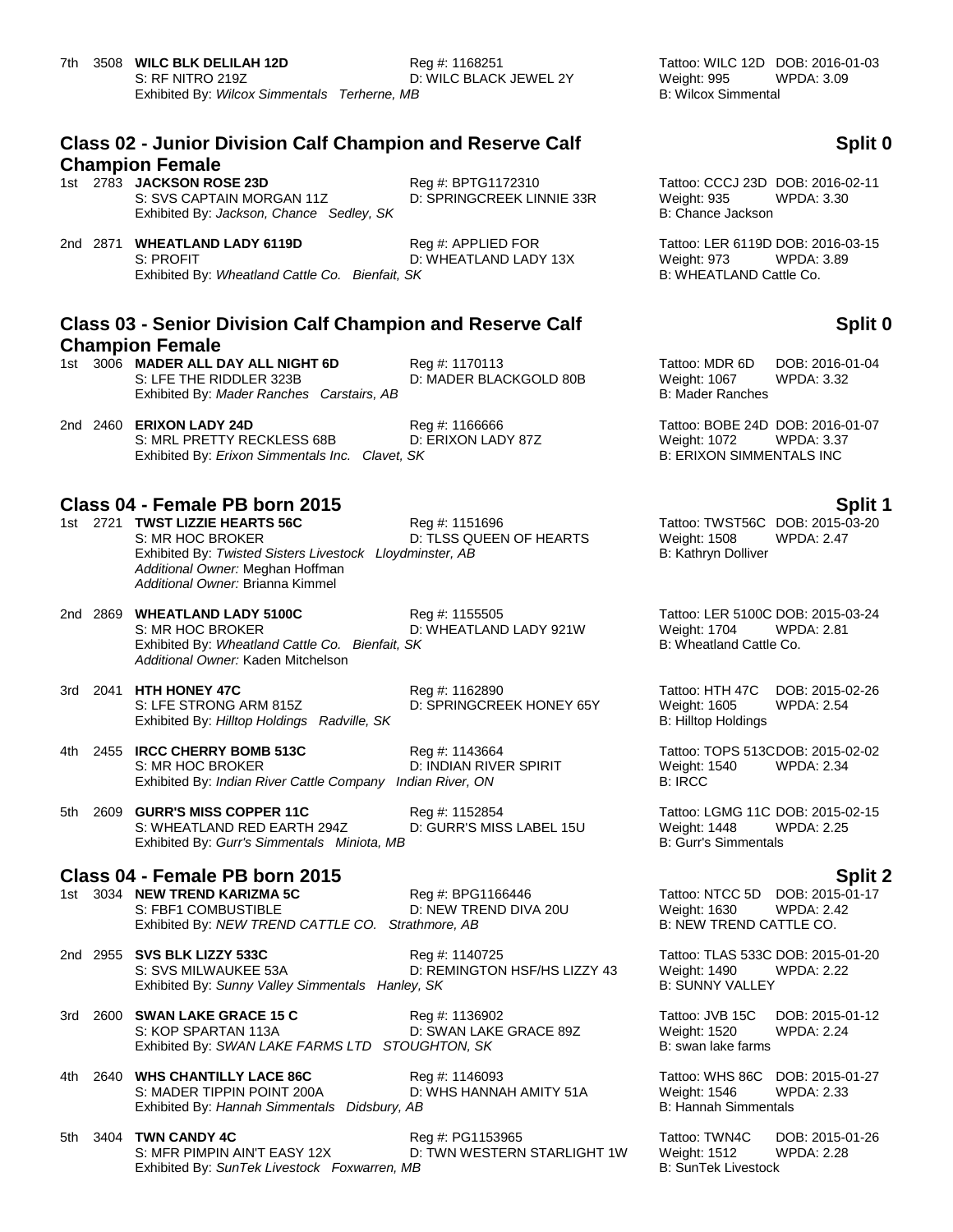7th 3508 **WILC BLK DELILAH 12D** Reg #: 1168251 Tattoo: WILC 12D DOB: 2016-01-03
S: RF NITRO 219Z D: WILC BLACK JEWEL 2Y Weight: 995 WPDA: 3.09
Exhibited By: *Wilcox Simmentals Terherne, MB* B: Wilcox Simmental

## Class 02 - Junior Division Calf Champion and Reserve Calf Champion Female — Split 0

1st 2783 **JACKSON ROSE 23D** Reg #: BPTG1172310 Tattoo: CCCJ 23D DOB: 2016-02-11
S: SVS CAPTAIN MORGAN 11Z D: SPRINGCREEK LINNIE 33R Weight: 935 WPDA: 3.30
Exhibited By: *Jackson, Chance Sedley, SK* B: Chance Jackson

2nd 2871 **WHEATLAND LADY 6119D** Reg #: APPLIED FOR Tattoo: LER 6119D DOB: 2016-03-15
S: PROFIT D: WHEATLAND LADY 13X Weight: 973 WPDA: 3.89
Exhibited By: *Wheatland Cattle Co. Bienfait, SK* B: WHEATLAND Cattle Co.

## Class 03 - Senior Division Calf Champion and Reserve Calf Champion Female — Split 0

1st 3006 **MADER ALL DAY ALL NIGHT 6D** Reg #: 1170113 Tattoo: MDR 6D DOB: 2016-01-04
S: LFE THE RIDDLER 323B D: MADER BLACKGOLD 80B Weight: 1067 WPDA: 3.32
Exhibited By: *Mader Ranches Carstairs, AB* B: Mader Ranches

2nd 2460 **ERIXON LADY 24D** Reg #: 1166666 Tattoo: BOBE 24D DOB: 2016-01-07
S: MRL PRETTY RECKLESS 68B D: ERIXON LADY 87Z Weight: 1072 WPDA: 3.37
Exhibited By: *Erixon Simmentals Inc. Clavet, SK* B: ERIXON SIMMENTALS INC

## Class 04 - Female PB born 2015 — Split 1

1st 2721 **TWST LIZZIE HEARTS 56C** Reg #: 1151696 Tattoo: TWST56C DOB: 2015-03-20
S: MR HOC BROKER D: TLSS QUEEN OF HEARTS Weight: 1508 WPDA: 2.47
Exhibited By: *Twisted Sisters Livestock Lloydminster, AB* B: Kathryn Dolliver
*Additional Owner:* Meghan Hoffman
*Additional Owner:* Brianna Kimmel

2nd 2869 **WHEATLAND LADY 5100C** Reg #: 1155505 Tattoo: LER 5100C DOB: 2015-03-24
S: MR HOC BROKER D: WHEATLAND LADY 921W Weight: 1704 WPDA: 2.81
Exhibited By: *Wheatland Cattle Co. Bienfait, SK* B: Wheatland Cattle Co.
*Additional Owner:* Kaden Mitchelson

3rd 2041 **HTH HONEY 47C** Reg #: 1162890 Tattoo: HTH 47C DOB: 2015-02-26
S: LFE STRONG ARM 815Z D: SPRINGCREEK HONEY 65Y Weight: 1605 WPDA: 2.54
Exhibited By: *Hilltop Holdings Radville, SK* B: Hilltop Holdings

4th 2455 **IRCC CHERRY BOMB 513C** Reg #: 1143664 Tattoo: TOPS 513C DOB: 2015-02-02
S: MR HOC BROKER D: INDIAN RIVER SPIRIT Weight: 1540 WPDA: 2.34
Exhibited By: *Indian River Cattle Company Indian River, ON* B: IRCC

5th 2609 **GURR'S MISS COPPER 11C** Reg #: 1152854 Tattoo: LGMG 11C DOB: 2015-02-15
S: WHEATLAND RED EARTH 294Z D: GURR'S MISS LABEL 15U Weight: 1448 WPDA: 2.25
Exhibited By: *Gurr's Simmentals Miniota, MB* B: Gurr's Simmentals

## Class 04 - Female PB born 2015 — Split 2

1st 3034 **NEW TREND KARIZMA 5C** Reg #: BPG1166446 Tattoo: NTCC 5D DOB: 2015-01-17
S: FBF1 COMBUSTIBLE D: NEW TREND DIVA 20U Weight: 1630 WPDA: 2.42
Exhibited By: *NEW TREND CATTLE CO. Strathmore, AB* B: NEW TREND CATTLE CO.

2nd 2955 **SVS BLK LIZZY 533C** Reg #: 1140725 Tattoo: TLAS 533C DOB: 2015-01-20
S: SVS MILWAUKEE 53A D: REMINGTON HSF/HS LIZZY 43 Weight: 1490 WPDA: 2.22
Exhibited By: *Sunny Valley Simmentals Hanley, SK* B: SUNNY VALLEY

3rd 2600 **SWAN LAKE GRACE 15 C** Reg #: 1136902 Tattoo: JVB 15C DOB: 2015-01-12
S: KOP SPARTAN 113A D: SWAN LAKE GRACE 89Z Weight: 1520 WPDA: 2.24
Exhibited By: *SWAN LAKE FARMS LTD STOUGHTON, SK* B: swan lake farms

4th 2640 **WHS CHANTILLY LACE 86C** Reg #: 1146093 Tattoo: WHS 86C DOB: 2015-01-27
S: MADER TIPPIN POINT 200A D: WHS HANNAH AMITY 51A Weight: 1546 WPDA: 2.33
Exhibited By: *Hannah Simmentals Didsbury, AB* B: Hannah Simmentals

5th 3404 **TWN CANDY 4C** Reg #: PG1153965 Tattoo: TWN4C DOB: 2015-01-26
S: MFR PIMPIN AIN'T EASY 12X D: TWN WESTERN STARLIGHT 1W Weight: 1512 WPDA: 2.28
Exhibited By: *SunTek Livestock Foxwarren, MB* B: SunTek Livestock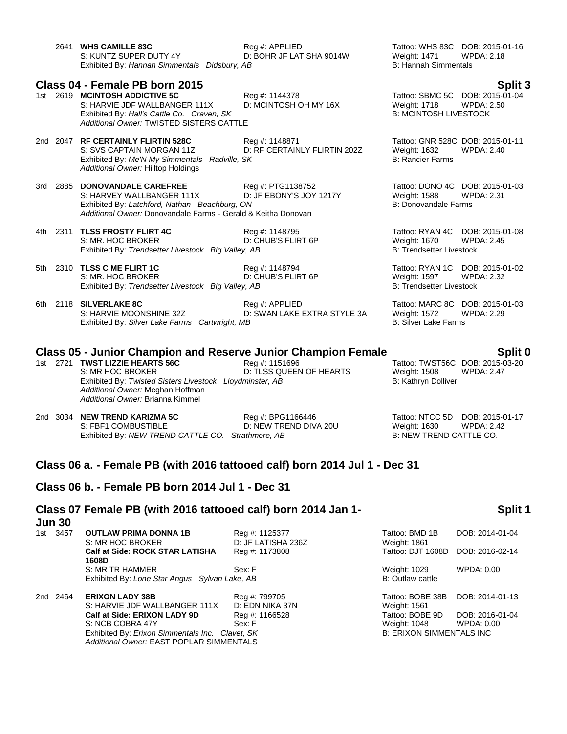2641 **WHS CAMILLE 83C** Reg #: APPLIED Tattoo: WHS 83C DOB: 2015-01-16
S: KUNTZ SUPER DUTY 4Y D: BOHR JF LATISHA 9014W Weight: 1471 WPDA: 2.18
Exhibited By: *Hannah Simmentals Didsbury, AB* B: Hannah Simmentals

## Class 04 - Female PB born 2015 — Split 3

1st 2619 **MCINTOSH ADDICTIVE 5C** Reg #: 1144378 Tattoo: SBMC 5C DOB: 2015-01-04
S: HARVIE JDF WALLBANGER 111X D: MCINTOSH OH MY 16X Weight: 1718 WPDA: 2.50
Exhibited By: *Hall's Cattle Co. Craven, SK* B: MCINTOSH LIVESTOCK
*Additional Owner:* TWISTED SISTERS CATTLE

2nd 2047 **RF CERTAINLY FLIRTIN 528C** Reg #: 1148871 Tattoo: GNR 528C DOB: 2015-01-11
S: SVS CAPTAIN MORGAN 11Z D: RF CERTAINLY FLIRTIN 202Z Weight: 1632 WPDA: 2.40
Exhibited By: *Me'N My Simmentals Radville, SK* B: Rancier Farms
*Additional Owner:* Hilltop Holdings

3rd 2885 **DONOVANDALE CAREFREE** Reg #: PTG1138752 Tattoo: DONO 4C DOB: 2015-01-03
S: HARVEY WALLBANGER 111X D: JF EBONY'S JOY 1217Y Weight: 1588 WPDA: 2.31
Exhibited By: *Latchford, Nathan Beachburg, ON* B: Donovandale Farms
*Additional Owner:* Donovandale Farms - Gerald & Keitha Donovan

4th 2311 **TLSS FROSTY FLIRT 4C** Reg #: 1148795 Tattoo: RYAN 4C DOB: 2015-01-08
S: MR. HOC BROKER D: CHUB'S FLIRT 6P Weight: 1670 WPDA: 2.45
Exhibited By: *Trendsetter Livestock Big Valley, AB* B: Trendsetter Livestock

5th 2310 **TLSS C ME FLIRT 1C** Reg #: 1148794 Tattoo: RYAN 1C DOB: 2015-01-02
S: MR. HOC BROKER D: CHUB'S FLIRT 6P Weight: 1597 WPDA: 2.32
Exhibited By: *Trendsetter Livestock Big Valley, AB* B: Trendsetter Livestock

6th 2118 **SILVERLAKE 8C** Reg #: APPLIED Tattoo: MARC 8C DOB: 2015-01-03
S: HARVIE MOONSHINE 32Z D: SWAN LAKE EXTRA STYLE 3A Weight: 1572 WPDA: 2.29
Exhibited By: *Silver Lake Farms Cartwright, MB* B: Silver Lake Farms

## Class 05 - Junior Champion and Reserve Junior Champion Female — Split 0

1st 2721 **TWST LIZZIE HEARTS 56C** Reg #: 1151696 Tattoo: TWST56C DOB: 2015-03-20
S: MR HOC BROKER D: TLSS QUEEN OF HEARTS Weight: 1508 WPDA: 2.47
Exhibited By: *Twisted Sisters Livestock Lloydminster, AB* B: Kathryn Dolliver
*Additional Owner:* Meghan Hoffman
*Additional Owner:* Brianna Kimmel

2nd 3034 **NEW TREND KARIZMA 5C** Reg #: BPG1166446 Tattoo: NTCC 5D DOB: 2015-01-17
S: FBF1 COMBUSTIBLE D: NEW TREND DIVA 20U Weight: 1630 WPDA: 2.42
Exhibited By: *NEW TREND CATTLE CO. Strathmore, AB* B: NEW TREND CATTLE CO.

## Class 06 a. - Female PB (with 2016 tattooed calf) born 2014 Jul 1 - Dec 31

## Class 06 b. - Female PB born 2014 Jul 1 - Dec 31

## Class 07 Female PB (with 2016 tattooed calf) born 2014 Jan 1-Jun 30 — Split 1

1st 3457 **OUTLAW PRIMA DONNA 1B** Reg #: 1125377 Tattoo: BMD 1B DOB: 2014-01-04
S: MR HOC BROKER D: JF LATISHA 236Z Weight: 1861
**Calf at Side: ROCK STAR LATISHA 1608D** Reg #: 1173808 Tattoo: DJT 1608D DOB: 2016-02-14
S: MR TR HAMMER Sex: F Weight: 1029 WPDA: 0.00
Exhibited By: *Lone Star Angus Sylvan Lake, AB* B: Outlaw cattle

2nd 2464 **ERIXON LADY 38B** Reg #: 799705 Tattoo: BOBE 38B DOB: 2014-01-13
S: HARVIE JDF WALLBANGER 111X D: EDN NIKA 37N Weight: 1561
**Calf at Side: ERIXON LADY 9D** Reg #: 1166528 Tattoo: BOBE 9D DOB: 2016-01-04
S: NCB COBRA 47Y Sex: F Weight: 1048 WPDA: 0.00
Exhibited By: *Erixon Simmentals Inc. Clavet, SK* B: ERIXON SIMMENTALS INC
*Additional Owner:* EAST POPLAR SIMMENTALS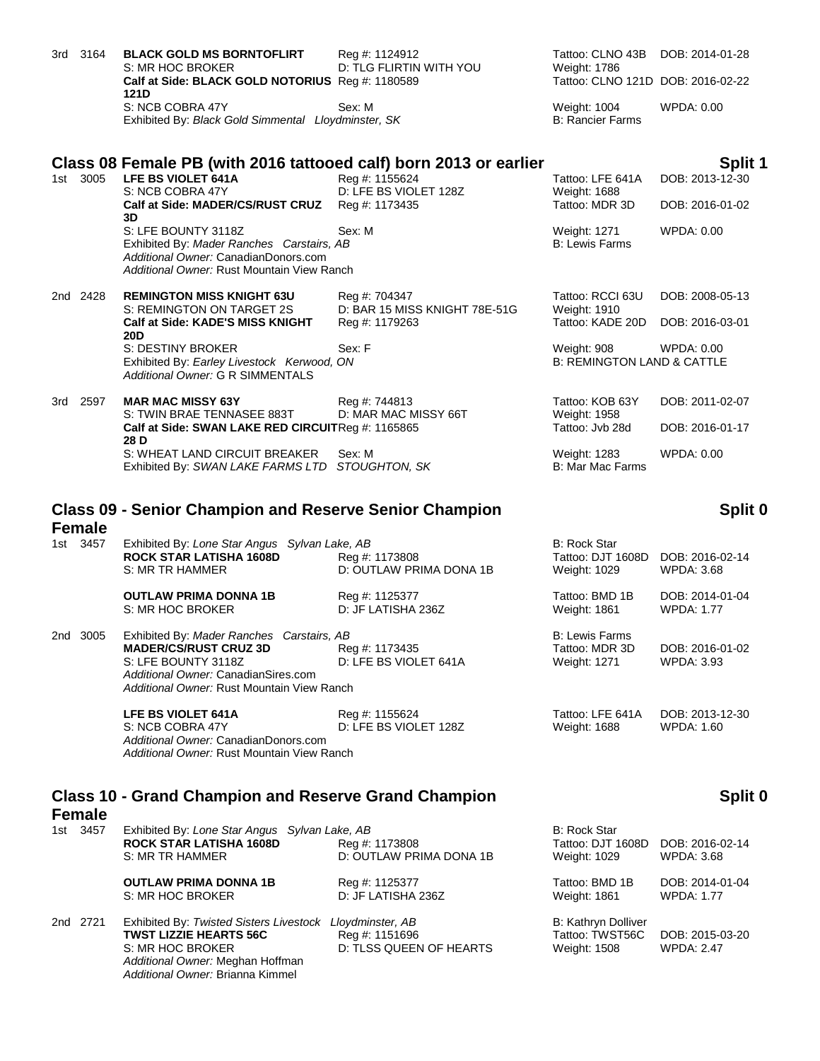3rd 3164 **BLACK GOLD MS BORNTOFLIRT** Reg #: 1124912 Tattoo: CLNO 43B DOB: 2014-01-28
S: MR HOC BROKER D: TLG FLIRTIN WITH YOU Weight: 1786
**Calf at Side: BLACK GOLD NOTORIUS 121D** Reg #: 1180589 Tattoo: CLNO 121D DOB: 2016-02-22
S: NCB COBRA 47Y Sex: M Weight: 1004 WPDA: 0.00
Exhibited By: *Black Gold Simmental Lloydminster, SK* B: Rancier Farms

## Class 08 Female PB (with 2016 tattooed calf) born 2013 or earlier — Split 1

1st 3005 **LFE BS VIOLET 641A** Reg #: 1155624 Tattoo: LFE 641A DOB: 2013-12-30
S: NCB COBRA 47Y D: LFE BS VIOLET 128Z Weight: 1688
**Calf at Side: MADER/CS/RUST CRUZ 3D** Reg #: 1173435 Tattoo: MDR 3D DOB: 2016-01-02
S: LFE BOUNTY 3118Z Sex: M Weight: 1271 WPDA: 0.00
Exhibited By: *Mader Ranches Carstairs, AB* B: Lewis Farms
*Additional Owner:* CanadianDonors.com
*Additional Owner:* Rust Mountain View Ranch

2nd 2428 **REMINGTON MISS KNIGHT 63U** Reg #: 704347 Tattoo: RCCI 63U DOB: 2008-05-13
S: REMINGTON ON TARGET 2S D: BAR 15 MISS KNIGHT 78E-51G Weight: 1910
**Calf at Side: KADE'S MISS KNIGHT 20D** Reg #: 1179263 Tattoo: KADE 20D DOB: 2016-03-01
S: DESTINY BROKER Sex: F Weight: 908 WPDA: 0.00
Exhibited By: *Earley Livestock Kerwood, ON* B: REMINGTON LAND & CATTLE
*Additional Owner:* G R SIMMENTALS

3rd 2597 **MAR MAC MISSY 63Y** Reg #: 744813 Tattoo: KOB 63Y DOB: 2011-02-07
S: TWIN BRAE TENNASEE 883T D: MAR MAC MISSY 66T Weight: 1958
**Calf at Side: SWAN LAKE RED CIRCUIT 28 D** Reg #: 1165865 Tattoo: Jvb 28d DOB: 2016-01-17
S: WHEAT LAND CIRCUIT BREAKER Sex: M Weight: 1283 WPDA: 0.00
Exhibited By: *SWAN LAKE FARMS LTD STOUGHTON, SK* B: Mar Mac Farms

## Class 09 - Senior Champion and Reserve Senior Champion Female — Split 0

1st 3457 Exhibited By: *Lone Star Angus Sylvan Lake, AB* B: Rock Star
**ROCK STAR LATISHA 1608D** Reg #: 1173808 Tattoo: DJT 1608D DOB: 2016-02-14
S: MR TR HAMMER D: OUTLAW PRIMA DONA 1B Weight: 1029 WPDA: 3.68

**OUTLAW PRIMA DONNA 1B** Reg #: 1125377 Tattoo: BMD 1B DOB: 2014-01-04
S: MR HOC BROKER D: JF LATISHA 236Z Weight: 1861 WPDA: 1.77

2nd 3005 Exhibited By: *Mader Ranches Carstairs, AB* B: Lewis Farms
**MADER/CS/RUST CRUZ 3D** Reg #: 1173435 Tattoo: MDR 3D DOB: 2016-01-02
S: LFE BOUNTY 3118Z D: LFE BS VIOLET 641A Weight: 1271 WPDA: 3.93
*Additional Owner:* CanadianSires.com
*Additional Owner:* Rust Mountain View Ranch

**LFE BS VIOLET 641A** Reg #: 1155624 Tattoo: LFE 641A DOB: 2013-12-30
S: NCB COBRA 47Y D: LFE BS VIOLET 128Z Weight: 1688 WPDA: 1.60
*Additional Owner:* CanadianDonors.com
*Additional Owner:* Rust Mountain View Ranch

## Class 10 - Grand Champion and Reserve Grand Champion Female — Split 0

1st 3457 Exhibited By: *Lone Star Angus Sylvan Lake, AB* B: Rock Star
**ROCK STAR LATISHA 1608D** Reg #: 1173808 Tattoo: DJT 1608D DOB: 2016-02-14
S: MR TR HAMMER D: OUTLAW PRIMA DONA 1B Weight: 1029 WPDA: 3.68

**OUTLAW PRIMA DONNA 1B** Reg #: 1125377 Tattoo: BMD 1B DOB: 2014-01-04
S: MR HOC BROKER D: JF LATISHA 236Z Weight: 1861 WPDA: 1.77

2nd 2721 Exhibited By: *Twisted Sisters Livestock Lloydminster, AB* B: Kathryn Dolliver
**TWST LIZZIE HEARTS 56C** Reg #: 1151696 Tattoo: TWST56C DOB: 2015-03-20
S: MR HOC BROKER D: TLSS QUEEN OF HEARTS Weight: 1508 WPDA: 2.47
*Additional Owner:* Meghan Hoffman
*Additional Owner:* Brianna Kimmel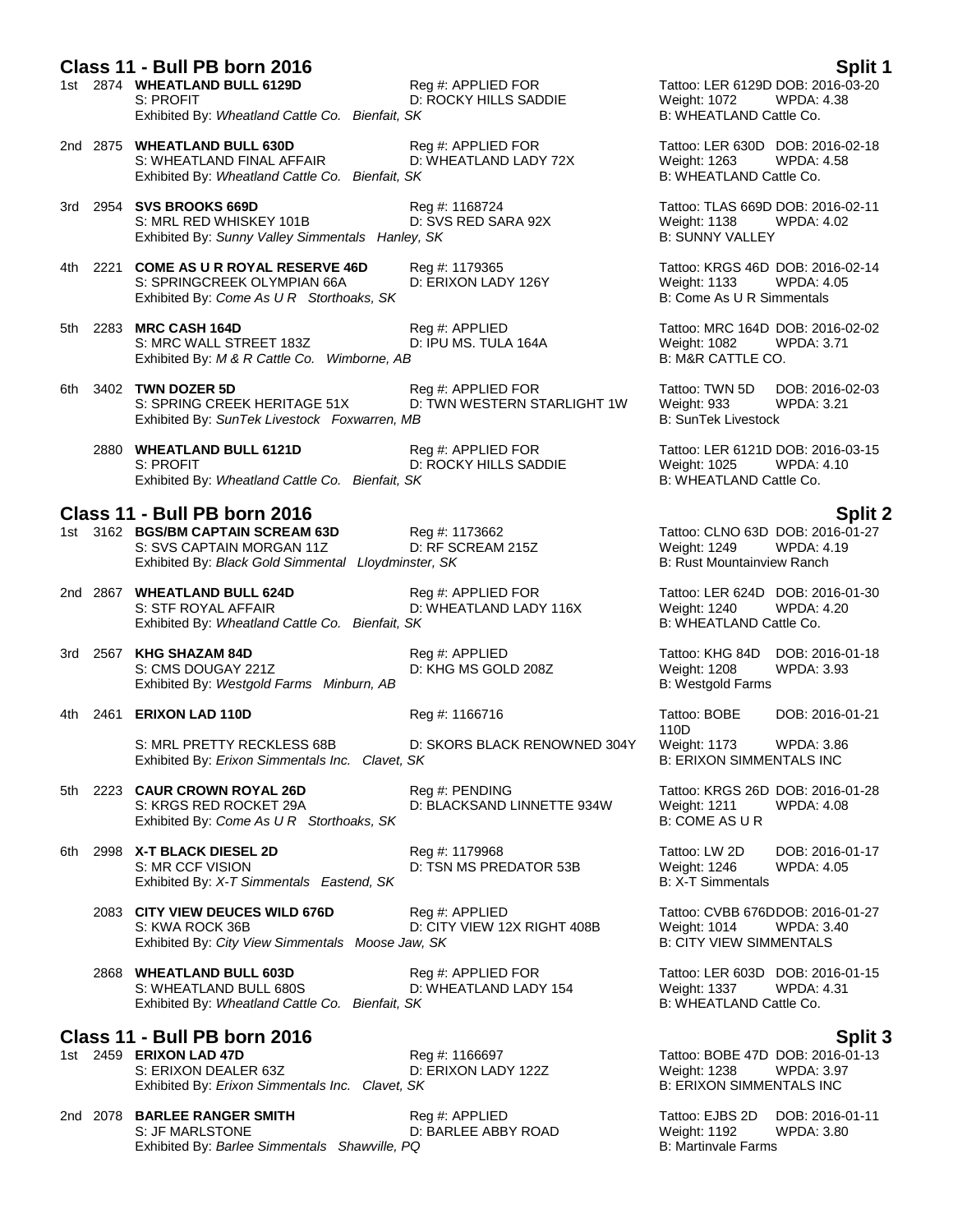## Class 11 - Bull PB born 2016 — Split 1

1st 2874 **WHEATLAND BULL 6129D** Reg #: APPLIED FOR Tattoo: LER 6129D DOB: 2016-03-20
S: PROFIT D: ROCKY HILLS SADDIE Weight: 1072 WPDA: 4.38
Exhibited By: *Wheatland Cattle Co. Bienfait, SK* B: WHEATLAND Cattle Co.

2nd 2875 **WHEATLAND BULL 630D** Reg #: APPLIED FOR Tattoo: LER 630D DOB: 2016-02-18
S: WHEATLAND FINAL AFFAIR D: WHEATLAND LADY 72X Weight: 1263 WPDA: 4.58
Exhibited By: *Wheatland Cattle Co. Bienfait, SK* B: WHEATLAND Cattle Co.

3rd 2954 **SVS BROOKS 669D** Reg #: 1168724 Tattoo: TLAS 669D DOB: 2016-02-11
S: MRL RED WHISKEY 101B D: SVS RED SARA 92X Weight: 1138 WPDA: 4.02
Exhibited By: *Sunny Valley Simmentals Hanley, SK* B: SUNNY VALLEY

4th 2221 **COME AS U R ROYAL RESERVE 46D** Reg #: 1179365 Tattoo: KRGS 46D DOB: 2016-02-14
S: SPRINGCREEK OLYMPIAN 66A D: ERIXON LADY 126Y Weight: 1133 WPDA: 4.05
Exhibited By: *Come As U R Storthoaks, SK* B: Come As U R Simmentals

5th 2283 **MRC CASH 164D** Reg #: APPLIED Tattoo: MRC 164D DOB: 2016-02-02
S: MRC WALL STREET 183Z D: IPU MS. TULA 164A Weight: 1082 WPDA: 3.71
Exhibited By: *M & R Cattle Co. Wimborne, AB* B: M&R CATTLE CO.

6th 3402 **TWN DOZER 5D** Reg #: APPLIED FOR Tattoo: TWN 5D DOB: 2016-02-03
S: SPRING CREEK HERITAGE 51X D: TWN WESTERN STARLIGHT 1W Weight: 933 WPDA: 3.21
Exhibited By: *SunTek Livestock Foxwarren, MB* B: SunTek Livestock

2880 **WHEATLAND BULL 6121D** Reg #: APPLIED FOR Tattoo: LER 6121D DOB: 2016-03-15
S: PROFIT D: ROCKY HILLS SADDIE Weight: 1025 WPDA: 4.10
Exhibited By: *Wheatland Cattle Co. Bienfait, SK* B: WHEATLAND Cattle Co.

## Class 11 - Bull PB born 2016 — Split 2

1st 3162 **BGS/BM CAPTAIN SCREAM 63D** Reg #: 1173662 Tattoo: CLNO 63D DOB: 2016-01-27
S: SVS CAPTAIN MORGAN 11Z D: RF SCREAM 215Z Weight: 1249 WPDA: 4.19
Exhibited By: *Black Gold Simmental Lloydminster, SK* B: Rust Mountainview Ranch

2nd 2867 **WHEATLAND BULL 624D** Reg #: APPLIED FOR Tattoo: LER 624D DOB: 2016-01-30
S: STF ROYAL AFFAIR D: WHEATLAND LADY 116X Weight: 1240 WPDA: 4.20
Exhibited By: *Wheatland Cattle Co. Bienfait, SK* B: WHEATLAND Cattle Co.

3rd 2567 **KHG SHAZAM 84D** Reg #: APPLIED Tattoo: KHG 84D DOB: 2016-01-18
S: CMS DOUGAY 221Z D: KHG MS GOLD 208Z Weight: 1208 WPDA: 3.93
Exhibited By: *Westgold Farms Minburn, AB* B: Westgold Farms

4th 2461 **ERIXON LAD 110D** Reg #: 1166716 Tattoo: BOBE 110D DOB: 2016-01-21
S: MRL PRETTY RECKLESS 68B D: SKORS BLACK RENOWNED 304Y Weight: 1173 WPDA: 3.86
Exhibited By: *Erixon Simmentals Inc. Clavet, SK* B: ERIXON SIMMENTALS INC

5th 2223 **CAUR CROWN ROYAL 26D** Reg #: PENDING Tattoo: KRGS 26D DOB: 2016-01-28
S: KRGS RED ROCKET 29A D: BLACKSAND LINNETTE 934W Weight: 1211 WPDA: 4.08
Exhibited By: *Come As U R Storthoaks, SK* B: COME AS U R

6th 2998 **X-T BLACK DIESEL 2D** Reg #: 1179968 Tattoo: LW 2D DOB: 2016-01-17
S: MR CCF VISION D: TSN MS PREDATOR 53B Weight: 1246 WPDA: 4.05
Exhibited By: *X-T Simmentals Eastend, SK* B: X-T Simmentals

2083 **CITY VIEW DEUCES WILD 676D** Reg #: APPLIED Tattoo: CVBB 676D DOB: 2016-01-27
S: KWA ROCK 36B D: CITY VIEW 12X RIGHT 408B Weight: 1014 WPDA: 3.40
Exhibited By: *City View Simmentals Moose Jaw, SK* B: CITY VIEW SIMMENTALS

2868 **WHEATLAND BULL 603D** Reg #: APPLIED FOR Tattoo: LER 603D DOB: 2016-01-15
S: WHEATLAND BULL 680S D: WHEATLAND LADY 154 Weight: 1337 WPDA: 4.31
Exhibited By: *Wheatland Cattle Co. Bienfait, SK* B: WHEATLAND Cattle Co.

## Class 11 - Bull PB born 2016 — Split 3

1st 2459 **ERIXON LAD 47D** Reg #: 1166697 Tattoo: BOBE 47D DOB: 2016-01-13
S: ERIXON DEALER 63Z D: ERIXON LADY 122Z Weight: 1238 WPDA: 3.97
Exhibited By: *Erixon Simmentals Inc. Clavet, SK* B: ERIXON SIMMENTALS INC

2nd 2078 **BARLEE RANGER SMITH** Reg #: APPLIED Tattoo: EJBS 2D DOB: 2016-01-11
S: JF MARLSTONE D: BARLEE ABBY ROAD Weight: 1192 WPDA: 3.80
Exhibited By: *Barlee Simmentals Shawville, PQ* B: Martinvale Farms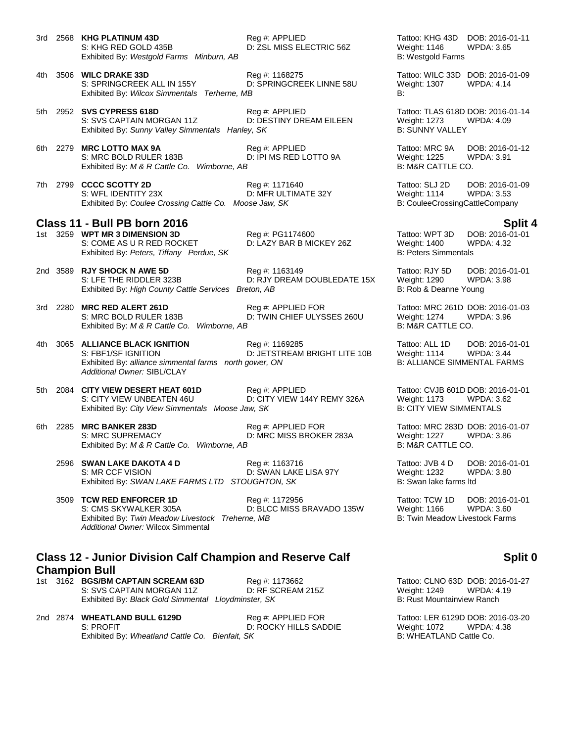3rd 2568 **KHG PLATINUM 43D** Reg #: APPLIED Tattoo: KHG 43D DOB: 2016-01-11
S: KHG RED GOLD 435B D: ZSL MISS ELECTRIC 56Z Weight: 1146 WPDA: 3.65
Exhibited By: *Westgold Farms Minburn, AB* B: Westgold Farms

4th 3506 **WILC DRAKE 33D** Reg #: 1168275 Tattoo: WILC 33D DOB: 2016-01-09
S: SPRINGCREEK ALL IN 155Y D: SPRINGCREEK LINNE 58U Weight: 1307 WPDA: 4.14
Exhibited By: *Wilcox Simmentals Terherne, MB* B:

5th 2952 **SVS CYPRESS 618D** Reg #: APPLIED Tattoo: TLAS 618D DOB: 2016-01-14
S: SVS CAPTAIN MORGAN 11Z D: DESTINY DREAM EILEEN Weight: 1273 WPDA: 4.09
Exhibited By: *Sunny Valley Simmentals Hanley, SK* B: SUNNY VALLEY

6th 2279 **MRC LOTTO MAX 9A** Reg #: APPLIED Tattoo: MRC 9A DOB: 2016-01-12
S: MRC BOLD RULER 183B D: IPI MS RED LOTTO 9A Weight: 1225 WPDA: 3.91
Exhibited By: *M & R Cattle Co. Wimborne, AB* B: M&R CATTLE CO.

7th 2799 **CCCC SCOTTY 2D** Reg #: 1171640 Tattoo: SLJ 2D DOB: 2016-01-09
S: WFL IDENTITY 23X D: MFR ULTIMATE 32Y Weight: 1114 WPDA: 3.53
Exhibited By: *Coulee Crossing Cattle Co. Moose Jaw, SK* B: CouleeCrossingCattleCompany

## Class 11 - Bull PB born 2016 — Split 4

1st 3259 **WPT MR 3 DIMENSION 3D** Reg #: PG1174600 Tattoo: WPT 3D DOB: 2016-01-01
S: COME AS U R RED ROCKET D: LAZY BAR B MICKEY 26Z Weight: 1400 WPDA: 4.32
Exhibited By: *Peters, Tiffany Perdue, SK* B: Peters Simmentals

2nd 3589 **RJY SHOCK N AWE 5D** Reg #: 1163149 Tattoo: RJY 5D DOB: 2016-01-01
S: LFE THE RIDDLER 323B D: RJY DREAM DOUBLEDATE 15X Weight: 1290 WPDA: 3.98
Exhibited By: *High County Cattle Services Breton, AB* B: Rob & Deanne Young

3rd 2280 **MRC RED ALERT 261D** Reg #: APPLIED FOR Tattoo: MRC 261D DOB: 2016-01-03
S: MRC BOLD RULER 183B D: TWIN CHIEF ULYSSES 260U Weight: 1274 WPDA: 3.96
Exhibited By: *M & R Cattle Co. Wimborne, AB* B: M&R CATTLE CO.

4th 3065 **ALLIANCE BLACK IGNITION** Reg #: 1169285 Tattoo: ALL 1D DOB: 2016-01-01
S: FBF1/SF IGNITION D: JETSTREAM BRIGHT LITE 10B Weight: 1114 WPDA: 3.44
Exhibited By: *alliance simmental farms north gower, ON* B: ALLIANCE SIMMENTAL FARMS
*Additional Owner:* SIBL/CLAY

5th 2084 **CITY VIEW DESERT HEAT 601D** Reg #: APPLIED Tattoo: CVJB 601D DOB: 2016-01-01
S: CITY VIEW UNBEATEN 46U D: CITY VIEW 144Y REMY 326A Weight: 1173 WPDA: 3.62
Exhibited By: *City View Simmentals Moose Jaw, SK* B: CITY VIEW SIMMENTALS

6th 2285 **MRC BANKER 283D** Reg #: APPLIED FOR Tattoo: MRC 283D DOB: 2016-01-07
S: MRC SUPREMACY D: MRC MISS BROKER 283A Weight: 1227 WPDA: 3.86
Exhibited By: *M & R Cattle Co. Wimborne, AB* B: M&R CATTLE CO.

2596 **SWAN LAKE DAKOTA 4 D** Reg #: 1163716 Tattoo: JVB 4 D DOB: 2016-01-01
S: MR CCF VISION D: SWAN LAKE LISA 97Y Weight: 1232 WPDA: 3.80
Exhibited By: *SWAN LAKE FARMS LTD STOUGHTON, SK* B: Swan lake farms ltd

3509 **TCW RED ENFORCER 1D** Reg #: 1172956 Tattoo: TCW 1D DOB: 2016-01-01
S: CMS SKYWALKER 305A D: BLCC MISS BRAVADO 135W Weight: 1166 WPDA: 3.60
Exhibited By: *Twin Meadow Livestock Treherne, MB* B: Twin Meadow Livestock Farms
*Additional Owner:* Wilcox Simmental

## Class 12 - Junior Division Calf Champion and Reserve Calf Champion Bull — Split 0

1st 3162 **BGS/BM CAPTAIN SCREAM 63D** Reg #: 1173662 Tattoo: CLNO 63D DOB: 2016-01-27
S: SVS CAPTAIN MORGAN 11Z D: RF SCREAM 215Z Weight: 1249 WPDA: 4.19
Exhibited By: *Black Gold Simmental Lloydminster, SK* B: Rust Mountainview Ranch

2nd 2874 **WHEATLAND BULL 6129D** Reg #: APPLIED FOR Tattoo: LER 6129D DOB: 2016-03-20
S: PROFIT D: ROCKY HILLS SADDIE Weight: 1072 WPDA: 4.38
Exhibited By: *Wheatland Cattle Co. Bienfait, SK* B: WHEATLAND Cattle Co.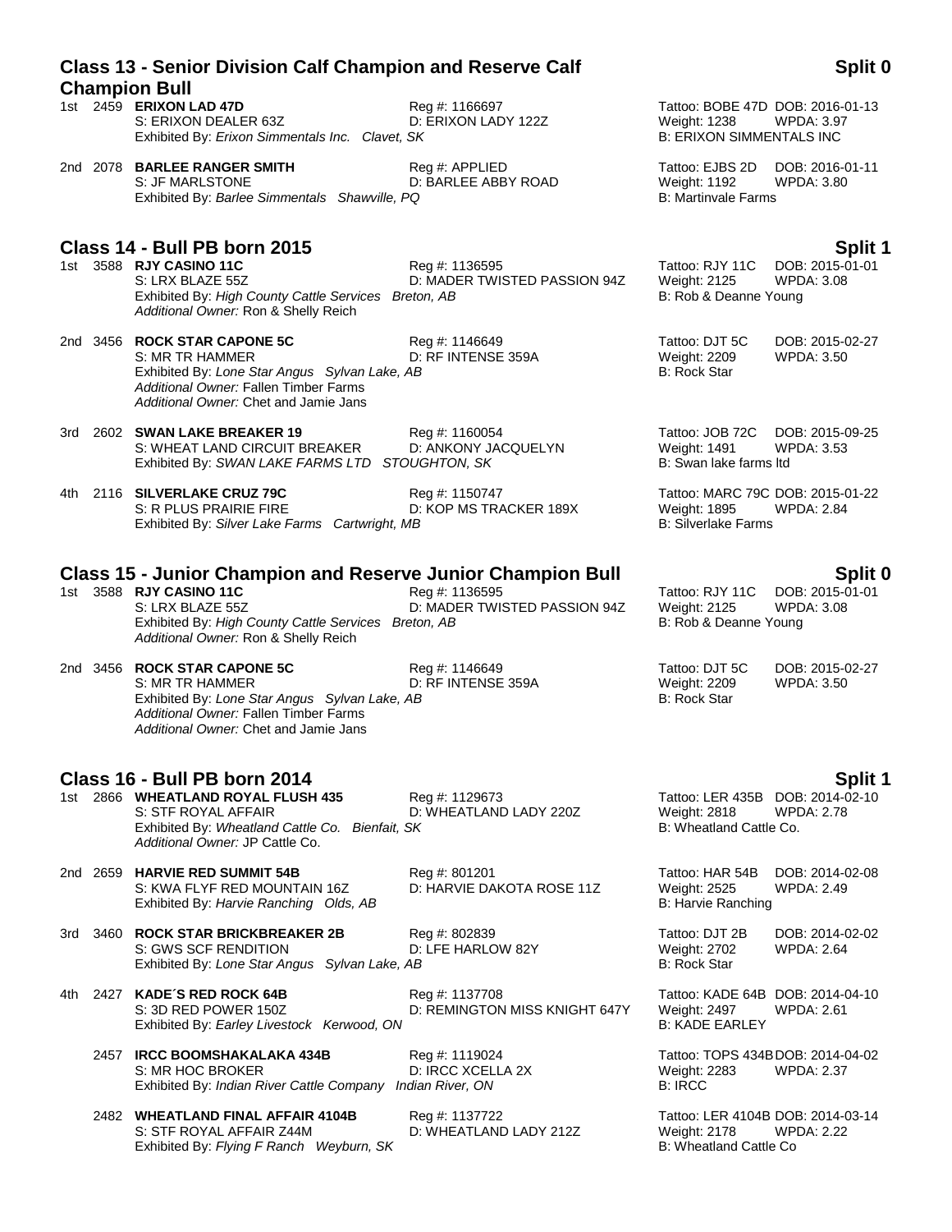## Class 13 - Senior Division Calf Champion and Reserve Calf Champion Bull

**Split 0**

1st 2459 **ERIXON LAD 47D** Reg #: 1166697 Tattoo: BOBE 47D DOB: 2016-01-13
S: ERIXON DEALER 63Z D: ERIXON LADY 122Z Weight: 1238 WPDA: 3.97
Exhibited By: *Erixon Simmentals Inc. Clavet, SK* B: ERIXON SIMMENTALS INC

2nd 2078 **BARLEE RANGER SMITH** Reg #: APPLIED Tattoo: EJBS 2D DOB: 2016-01-11
S: JF MARLSTONE D: BARLEE ABBY ROAD Weight: 1192 WPDA: 3.80
Exhibited By: *Barlee Simmentals Shawville, PQ* B: Martinvale Farms

## Class 14 - Bull PB born 2015

**Split 1**

1st 3588 **RJY CASINO 11C** Reg #: 1136595 Tattoo: RJY 11C DOB: 2015-01-01
S: LRX BLAZE 55Z D: MADER TWISTED PASSION 94Z Weight: 2125 WPDA: 3.08
Exhibited By: *High County Cattle Services Breton, AB* B: Rob & Deanne Young
*Additional Owner:* Ron & Shelly Reich

2nd 3456 **ROCK STAR CAPONE 5C** Reg #: 1146649 Tattoo: DJT 5C DOB: 2015-02-27
S: MR TR HAMMER D: RF INTENSE 359A Weight: 2209 WPDA: 3.50
Exhibited By: *Lone Star Angus Sylvan Lake, AB* B: Rock Star
*Additional Owner:* Fallen Timber Farms
*Additional Owner:* Chet and Jamie Jans

3rd 2602 **SWAN LAKE BREAKER 19** Reg #: 1160054 Tattoo: JOB 72C DOB: 2015-09-25
S: WHEAT LAND CIRCUIT BREAKER D: ANKONY JACQUELYN Weight: 1491 WPDA: 3.53
Exhibited By: *SWAN LAKE FARMS LTD STOUGHTON, SK* B: Swan lake farms ltd

4th 2116 **SILVERLAKE CRUZ 79C** Reg #: 1150747 Tattoo: MARC 79C DOB: 2015-01-22
S: R PLUS PRAIRIE FIRE D: KOP MS TRACKER 189X Weight: 1895 WPDA: 2.84
Exhibited By: *Silver Lake Farms Cartwright, MB* B: Silverlake Farms

## Class 15 - Junior Champion and Reserve Junior Champion Bull

**Split 0**

1st 3588 **RJY CASINO 11C** Reg #: 1136595 Tattoo: RJY 11C DOB: 2015-01-01
S: LRX BLAZE 55Z D: MADER TWISTED PASSION 94Z Weight: 2125 WPDA: 3.08
Exhibited By: *High County Cattle Services Breton, AB* B: Rob & Deanne Young
*Additional Owner:* Ron & Shelly Reich

2nd 3456 **ROCK STAR CAPONE 5C** Reg #: 1146649 Tattoo: DJT 5C DOB: 2015-02-27
S: MR TR HAMMER D: RF INTENSE 359A Weight: 2209 WPDA: 3.50
Exhibited By: *Lone Star Angus Sylvan Lake, AB* B: Rock Star
*Additional Owner:* Fallen Timber Farms
*Additional Owner:* Chet and Jamie Jans

## Class 16 - Bull PB born 2014

**Split 1**

1st 2866 **WHEATLAND ROYAL FLUSH 435** Reg #: 1129673 Tattoo: LER 435B DOB: 2014-02-10
S: STF ROYAL AFFAIR D: WHEATLAND LADY 220Z Weight: 2818 WPDA: 2.78
Exhibited By: *Wheatland Cattle Co. Bienfait, SK* B: Wheatland Cattle Co.
*Additional Owner:* JP Cattle Co.

2nd 2659 **HARVIE RED SUMMIT 54B** Reg #: 801201 Tattoo: HAR 54B DOB: 2014-02-08
S: KWA FLYF RED MOUNTAIN 16Z D: HARVIE DAKOTA ROSE 11Z Weight: 2525 WPDA: 2.49
Exhibited By: *Harvie Ranching Olds, AB* B: Harvie Ranching

3rd 3460 **ROCK STAR BRICKBREAKER 2B** Reg #: 802839 Tattoo: DJT 2B DOB: 2014-02-02
S: GWS SCF RENDITION D: LFE HARLOW 82Y Weight: 2702 WPDA: 2.64
Exhibited By: *Lone Star Angus Sylvan Lake, AB* B: Rock Star

4th 2427 **KADE´S RED ROCK 64B** Reg #: 1137708 Tattoo: KADE 64B DOB: 2014-04-10
S: 3D RED POWER 150Z D: REMINGTON MISS KNIGHT 647Y Weight: 2497 WPDA: 2.61
Exhibited By: *Earley Livestock Kerwood, ON* B: KADE EARLEY

2457 **IRCC BOOMSHAKALAKA 434B** Reg #: 1119024 Tattoo: TOPS 434B DOB: 2014-04-02
S: MR HOC BROKER D: IRCC XCELLA 2X Weight: 2283 WPDA: 2.37
Exhibited By: *Indian River Cattle Company Indian River, ON* B: IRCC

2482 **WHEATLAND FINAL AFFAIR 4104B** Reg #: 1137722 Tattoo: LER 4104B DOB: 2014-03-14
S: STF ROYAL AFFAIR Z44M D: WHEATLAND LADY 212Z Weight: 2178 WPDA: 2.22
Exhibited By: *Flying F Ranch Weyburn, SK* B: Wheatland Cattle Co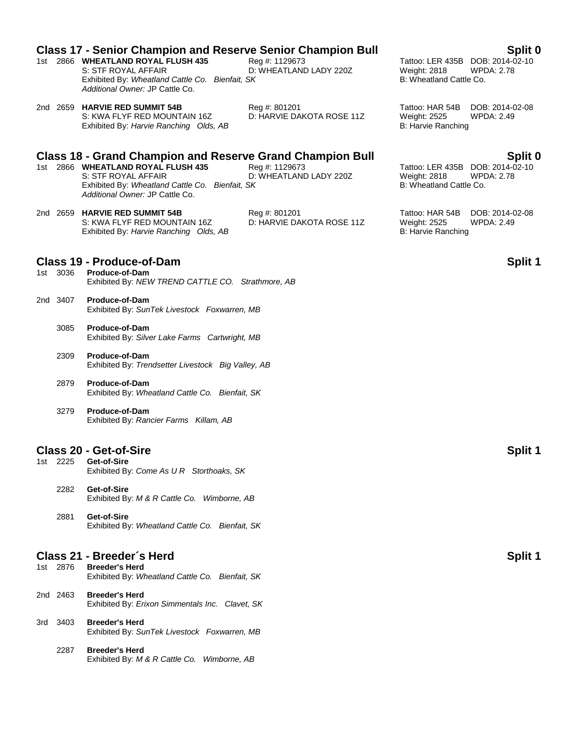## Class 17 - Senior Champion and Reserve Senior Champion Bull — Split 0

1st 2866 **WHEATLAND ROYAL FLUSH 435** Reg #: 1129673 Tattoo: LER 435B DOB: 2014-02-10
S: STF ROYAL AFFAIR D: WHEATLAND LADY 220Z Weight: 2818 WPDA: 2.78
Exhibited By: *Wheatland Cattle Co. Bienfait, SK* B: Wheatland Cattle Co.
*Additional Owner:* JP Cattle Co.

2nd 2659 **HARVIE RED SUMMIT 54B** Reg #: 801201 Tattoo: HAR 54B DOB: 2014-02-08
S: KWA FLYF RED MOUNTAIN 16Z D: HARVIE DAKOTA ROSE 11Z Weight: 2525 WPDA: 2.49
Exhibited By: *Harvie Ranching Olds, AB* B: Harvie Ranching

## Class 18 - Grand Champion and Reserve Grand Champion Bull — Split 0

1st 2866 **WHEATLAND ROYAL FLUSH 435** Reg #: 1129673 Tattoo: LER 435B DOB: 2014-02-10
S: STF ROYAL AFFAIR D: WHEATLAND LADY 220Z Weight: 2818 WPDA: 2.78
Exhibited By: *Wheatland Cattle Co. Bienfait, SK* B: Wheatland Cattle Co.
*Additional Owner:* JP Cattle Co.

2nd 2659 **HARVIE RED SUMMIT 54B** Reg #: 801201 Tattoo: HAR 54B DOB: 2014-02-08
S: KWA FLYF RED MOUNTAIN 16Z D: HARVIE DAKOTA ROSE 11Z Weight: 2525 WPDA: 2.49
Exhibited By: *Harvie Ranching Olds, AB* B: Harvie Ranching

## Class 19 - Produce-of-Dam — Split 1

1st 3036 **Produce-of-Dam**
Exhibited By: *NEW TREND CATTLE CO. Strathmore, AB*

2nd 3407 **Produce-of-Dam**
Exhibited By: *SunTek Livestock Foxwarren, MB*

3085 **Produce-of-Dam**
Exhibited By: *Silver Lake Farms Cartwright, MB*

2309 **Produce-of-Dam**
Exhibited By: *Trendsetter Livestock Big Valley, AB*

2879 **Produce-of-Dam**
Exhibited By: *Wheatland Cattle Co. Bienfait, SK*

3279 **Produce-of-Dam**
Exhibited By: *Rancier Farms Killam, AB*

## Class 20 - Get-of-Sire — Split 1

1st 2225 **Get-of-Sire**
Exhibited By: *Come As U R Storthoaks, SK*

2282 **Get-of-Sire**
Exhibited By: *M & R Cattle Co. Wimborne, AB*

2881 **Get-of-Sire**
Exhibited By: *Wheatland Cattle Co. Bienfait, SK*

## Class 21 - Breeder´s Herd — Split 1

1st 2876 **Breeder's Herd**
Exhibited By: *Wheatland Cattle Co. Bienfait, SK*

2nd 2463 **Breeder's Herd**
Exhibited By: *Erixon Simmentals Inc. Clavet, SK*

3rd 3403 **Breeder's Herd**
Exhibited By: *SunTek Livestock Foxwarren, MB*

2287 **Breeder's Herd**
Exhibited By: *M & R Cattle Co. Wimborne, AB*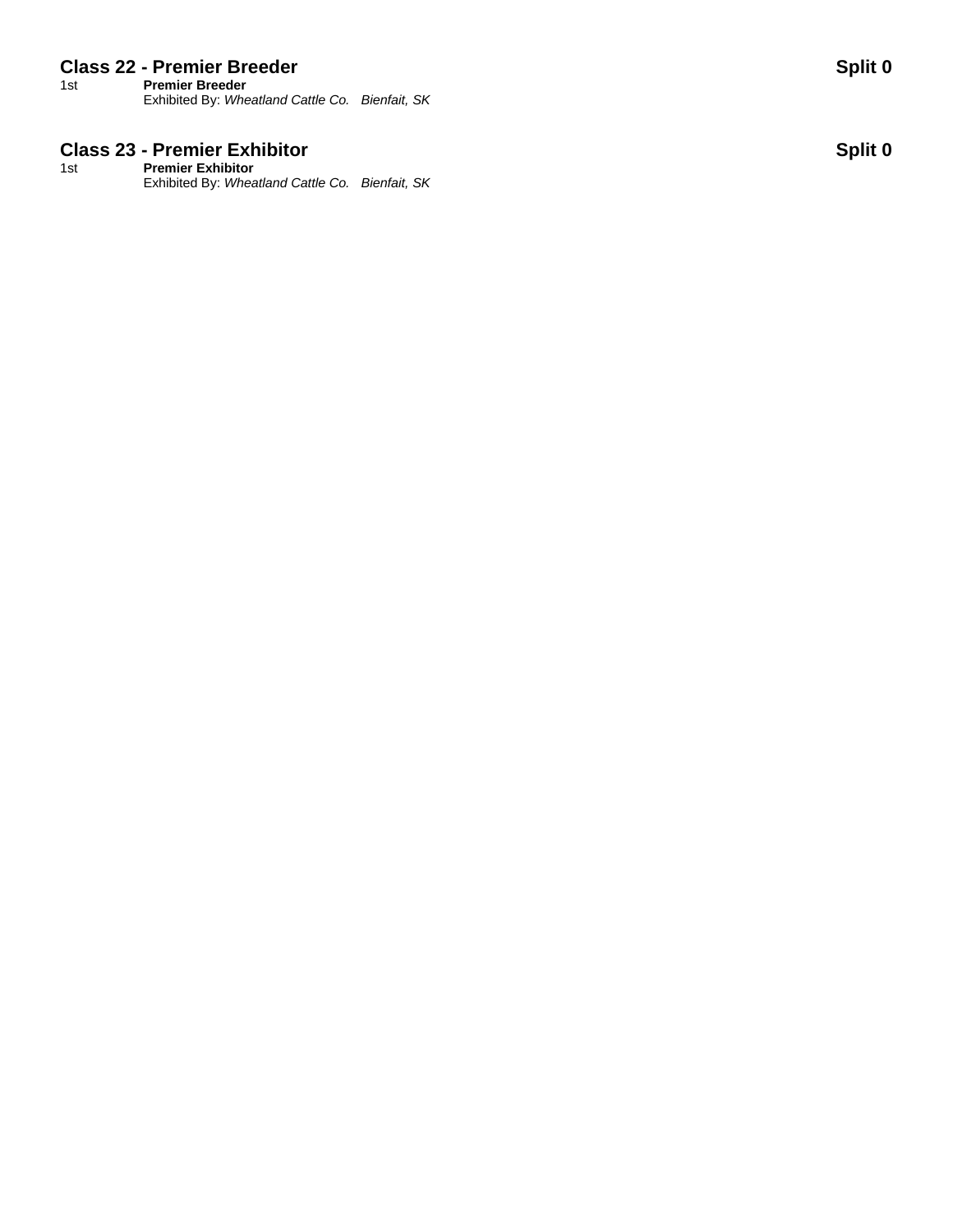### Class 22 - Premier Breeder — Split 0

1st **Premier Breeder**
Exhibited By: *Wheatland Cattle Co.  Bienfait, SK*

### Class 23 - Premier Exhibitor — Split 0

1st **Premier Exhibitor**
Exhibited By: *Wheatland Cattle Co.  Bienfait, SK*